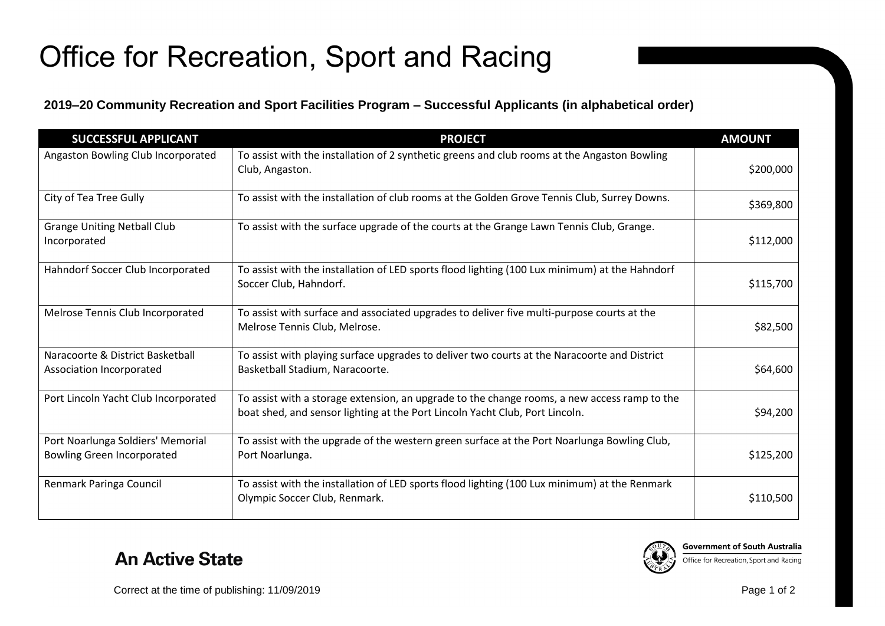# Office for Recreation, Sport and Racing

**2019–20 Community Recreation and Sport Facilities Program – Successful Applicants (in alphabetical order)**

| SUCCESSFUL APPLICANT | PROJECT | AMOUNT |
|---|---|---|
| Angaston Bowling Club Incorporated | To assist with the installation of 2 synthetic greens and club rooms at the Angaston Bowling Club, Angaston. | $200,000 |
| City of Tea Tree Gully | To assist with the installation of club rooms at the Golden Grove Tennis Club, Surrey Downs. | $369,800 |
| Grange Uniting Netball Club Incorporated | To assist with the surface upgrade of the courts at the Grange Lawn Tennis Club, Grange. | $112,000 |
| Hahndorf Soccer Club Incorporated | To assist with the installation of LED sports flood lighting (100 Lux minimum) at the Hahndorf Soccer Club, Hahndorf. | $115,700 |
| Melrose Tennis Club Incorporated | To assist with surface and associated upgrades to deliver five multi-purpose courts at the Melrose Tennis Club, Melrose. | $82,500 |
| Naracoorte & District Basketball Association Incorporated | To assist with playing surface upgrades to deliver two courts at the Naracoorte and District Basketball Stadium, Naracoorte. | $64,600 |
| Port Lincoln Yacht Club Incorporated | To assist with a storage extension, an upgrade to the change rooms, a new access ramp to the boat shed, and sensor lighting at the Port Lincoln Yacht Club, Port Lincoln. | $94,200 |
| Port Noarlunga Soldiers' Memorial Bowling Green Incorporated | To assist with the upgrade of the western green surface at the Port Noarlunga Bowling Club, Port Noarlunga. | $125,200 |
| Renmark Paringa Council | To assist with the installation of LED sports flood lighting (100 Lux minimum) at the Renmark Olympic Soccer Club, Renmark. | $110,500 |

**An Active State**

Government of South Australia
Office for Recreation, Sport and Racing

Correct at the time of publishing: 11/09/2019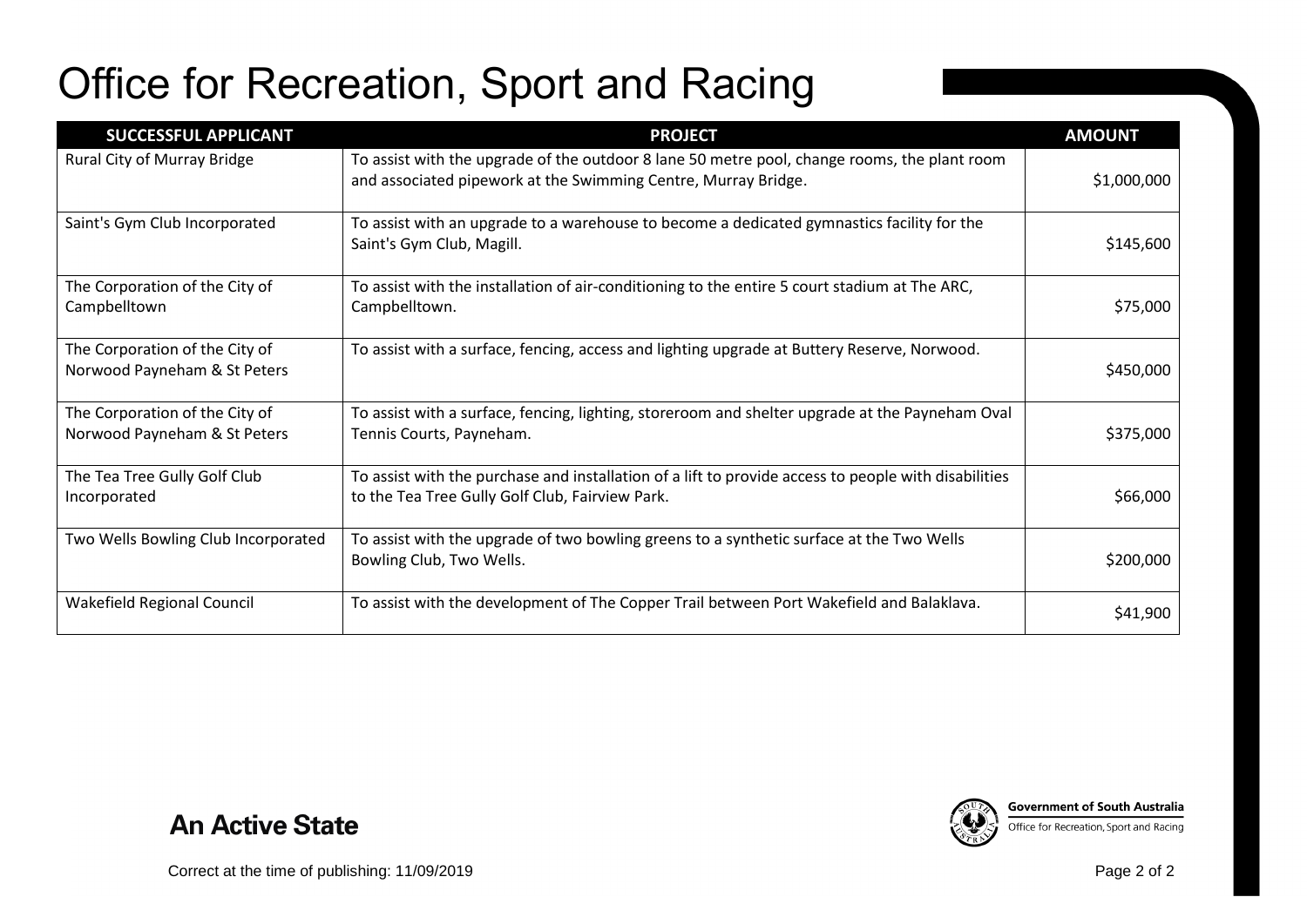# Office for Recreation, Sport and Racing

| SUCCESSFUL APPLICANT | PROJECT | AMOUNT |
|---|---|---|
| Rural City of Murray Bridge | To assist with the upgrade of the outdoor 8 lane 50 metre pool, change rooms, the plant room and associated pipework at the Swimming Centre, Murray Bridge. | $1,000,000 |
| Saint's Gym Club Incorporated | To assist with an upgrade to a warehouse to become a dedicated gymnastics facility for the Saint's Gym Club, Magill. | $145,600 |
| The Corporation of the City of Campbelltown | To assist with the installation of air-conditioning to the entire 5 court stadium at The ARC, Campbelltown. | $75,000 |
| The Corporation of the City of Norwood Payneham & St Peters | To assist with a surface, fencing, access and lighting upgrade at Buttery Reserve, Norwood. | $450,000 |
| The Corporation of the City of Norwood Payneham & St Peters | To assist with a surface, fencing, lighting, storeroom and shelter upgrade at the Payneham Oval Tennis Courts, Payneham. | $375,000 |
| The Tea Tree Gully Golf Club Incorporated | To assist with the purchase and installation of a lift to provide access to people with disabilities to the Tea Tree Gully Golf Club, Fairview Park. | $66,000 |
| Two Wells Bowling Club Incorporated | To assist with the upgrade of two bowling greens to a synthetic surface at the Two Wells Bowling Club, Two Wells. | $200,000 |
| Wakefield Regional Council | To assist with the development of The Copper Trail between Port Wakefield and Balaklava. | $41,900 |

**An Active State**

Government of South Australia
Office for Recreation, Sport and Racing

Correct at the time of publishing: 11/09/2019